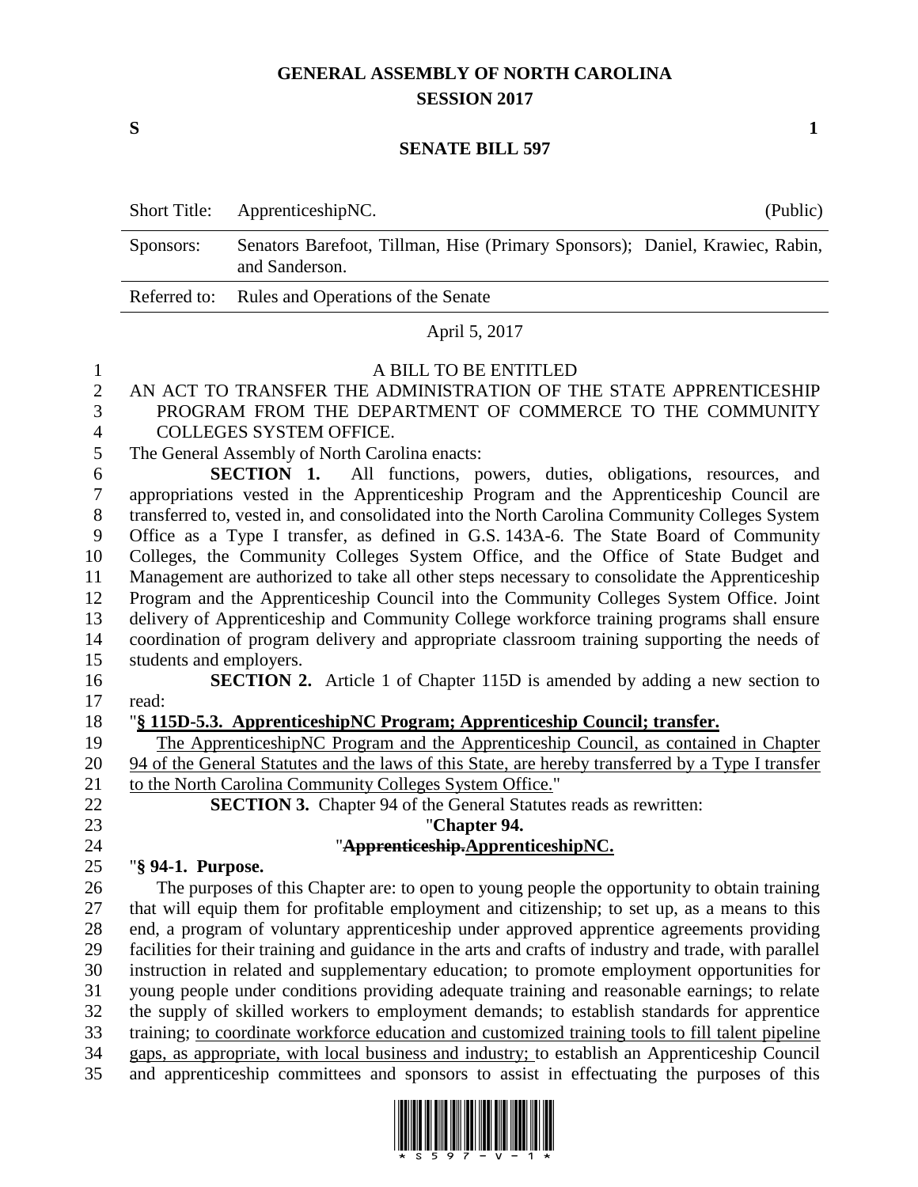# GENERAL ASSEMBLY OF NORTH CAROLINA
## SESSION 2017

**S** **1**

## SENATE BILL 597

| | | |
|---|---|---|
| Short Title: | ApprenticeshipNC. | (Public) |
| Sponsors: | Senators Barefoot, Tillman, Hise (Primary Sponsors); Daniel, Krawiec, Rabin, and Sanderson. | |
| Referred to: | Rules and Operations of the Senate | |

April 5, 2017

A BILL TO BE ENTITLED

AN ACT TO TRANSFER THE ADMINISTRATION OF THE STATE APPRENTICESHIP PROGRAM FROM THE DEPARTMENT OF COMMERCE TO THE COMMUNITY COLLEGES SYSTEM OFFICE.

The General Assembly of North Carolina enacts:

**SECTION 1.** All functions, powers, duties, obligations, resources, and appropriations vested in the Apprenticeship Program and the Apprenticeship Council are transferred to, vested in, and consolidated into the North Carolina Community Colleges System Office as a Type I transfer, as defined in G.S. 143A-6. The State Board of Community Colleges, the Community Colleges System Office, and the Office of State Budget and Management are authorized to take all other steps necessary to consolidate the Apprenticeship Program and the Apprenticeship Council into the Community Colleges System Office. Joint delivery of Apprenticeship and Community College workforce training programs shall ensure coordination of program delivery and appropriate classroom training supporting the needs of students and employers.

**SECTION 2.** Article 1 of Chapter 115D is amended by adding a new section to read:

"**<u>§ 115D-5.3. ApprenticeshipNC Program; Apprenticeship Council; transfer.</u>**

<u>The ApprenticeshipNC Program and the Apprenticeship Council, as contained in Chapter 94 of the General Statutes and the laws of this State, are hereby transferred by a Type I transfer to the North Carolina Community Colleges System Office.</u>"

**SECTION 3.** Chapter 94 of the General Statutes reads as rewritten:

"**Chapter 94.**

"**~~Apprenticeship.~~<u>ApprenticeshipNC.</u>**

"**§ 94-1. Purpose.**

The purposes of this Chapter are: to open to young people the opportunity to obtain training that will equip them for profitable employment and citizenship; to set up, as a means to this end, a program of voluntary apprenticeship under approved apprentice agreements providing facilities for their training and guidance in the arts and crafts of industry and trade, with parallel instruction in related and supplementary education; to promote employment opportunities for young people under conditions providing adequate training and reasonable earnings; to relate the supply of skilled workers to employment demands; to establish standards for apprentice training; <u>to coordinate workforce education and customized training tools to fill talent pipeline gaps, as appropriate, with local business and industry;</u> to establish an Apprenticeship Council and apprenticeship committees and sponsors to assist in effectuating the purposes of this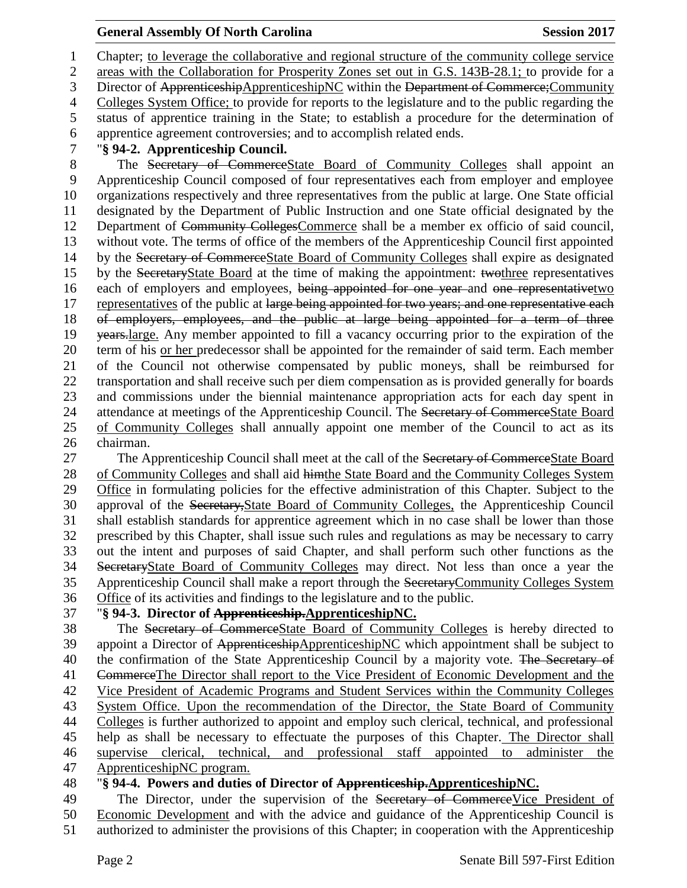Chapter; ~~to leverage the collaborative and regional structure of the community college service areas with the Collaboration for Prosperity Zones set out in G.S. 143B-28.1;~~ to provide for a Director of ~~Apprenticeship~~ApprenticeshipNC within the ~~Department of Commerce;~~Community Colleges System Office; to provide for reports to the legislature and to the public regarding the status of apprentice training in the State; to establish a procedure for the determination of apprentice agreement controversies; and to accomplish related ends.

"**§ 94-2. Apprenticeship Council.**

The ~~Secretary of Commerce~~State Board of Community Colleges shall appoint an Apprenticeship Council composed of four representatives each from employer and employee organizations respectively and three representatives from the public at large. One State official designated by the Department of Public Instruction and one State official designated by the Department of ~~Community Colleges~~Commerce shall be a member ex officio of said council, without vote. The terms of office of the members of the Apprenticeship Council first appointed by the ~~Secretary of Commerce~~State Board of Community Colleges shall expire as designated by the ~~Secretary~~State Board at the time of making the appointment: ~~two~~three representatives each of employers and employees, ~~being appointed for one year~~ and ~~one representative~~two representatives of the public at ~~large being appointed for two years; and one representative each of employers, employees, and the public at large being appointed for a term of three years.~~large. Any member appointed to fill a vacancy occurring prior to the expiration of the term of his or her predecessor shall be appointed for the remainder of said term. Each member of the Council not otherwise compensated by public moneys, shall be reimbursed for transportation and shall receive such per diem compensation as is provided generally for boards and commissions under the biennial maintenance appropriation acts for each day spent in attendance at meetings of the Apprenticeship Council. The ~~Secretary of Commerce~~State Board of Community Colleges shall annually appoint one member of the Council to act as its chairman.

The Apprenticeship Council shall meet at the call of the ~~Secretary of Commerce~~State Board of Community Colleges and shall aid ~~him~~the State Board and the Community Colleges System Office in formulating policies for the effective administration of this Chapter. Subject to the approval of the ~~Secretary,~~State Board of Community Colleges, the Apprenticeship Council shall establish standards for apprentice agreement which in no case shall be lower than those prescribed by this Chapter, shall issue such rules and regulations as may be necessary to carry out the intent and purposes of said Chapter, and shall perform such other functions as the ~~Secretary~~State Board of Community Colleges may direct. Not less than once a year the Apprenticeship Council shall make a report through the ~~Secretary~~Community Colleges System Office of its activities and findings to the legislature and to the public.

"**§ 94-3. Director of ~~Apprenticeship.~~ApprenticeshipNC.**

The ~~Secretary of Commerce~~State Board of Community Colleges is hereby directed to appoint a Director of ~~Apprenticeship~~ApprenticeshipNC which appointment shall be subject to the confirmation of the State Apprenticeship Council by a majority vote. ~~The Secretary of Commerce~~The Director shall report to the Vice President of Economic Development and the Vice President of Academic Programs and Student Services within the Community Colleges System Office. Upon the recommendation of the Director, the State Board of Community Colleges is further authorized to appoint and employ such clerical, technical, and professional help as shall be necessary to effectuate the purposes of this Chapter. The Director shall supervise clerical, technical, and professional staff appointed to administer the ApprenticeshipNC program.

"**§ 94-4. Powers and duties of Director of ~~Apprenticeship.~~ApprenticeshipNC.**

The Director, under the supervision of the ~~Secretary of Commerce~~Vice President of Economic Development and with the advice and guidance of the Apprenticeship Council is authorized to administer the provisions of this Chapter; in cooperation with the Apprenticeship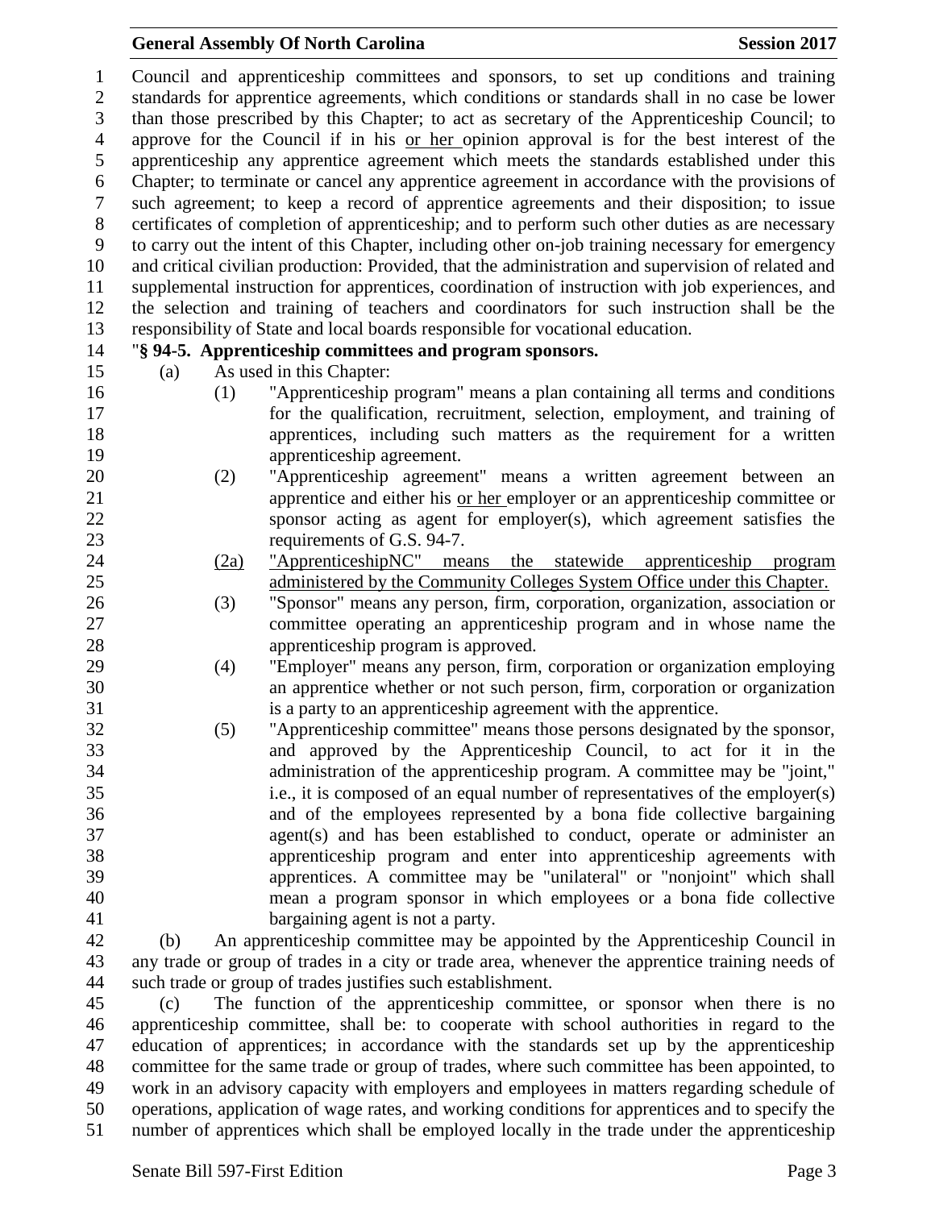Council and apprenticeship committees and sponsors, to set up conditions and training standards for apprentice agreements, which conditions or standards shall in no case be lower than those prescribed by this Chapter; to act as secretary of the Apprenticeship Council; to approve for the Council if in his <u>or her</u> opinion approval is for the best interest of the apprenticeship any apprentice agreement which meets the standards established under this Chapter; to terminate or cancel any apprentice agreement in accordance with the provisions of such agreement; to keep a record of apprentice agreements and their disposition; to issue certificates of completion of apprenticeship; and to perform such other duties as are necessary to carry out the intent of this Chapter, including other on-job training necessary for emergency and critical civilian production: Provided, that the administration and supervision of related and supplemental instruction for apprentices, coordination of instruction with job experiences, and the selection and training of teachers and coordinators for such instruction shall be the responsibility of State and local boards responsible for vocational education.

"**§ 94-5. Apprenticeship committees and program sponsors.**

(a) As used in this Chapter:

(1) "Apprenticeship program" means a plan containing all terms and conditions for the qualification, recruitment, selection, employment, and training of apprentices, including such matters as the requirement for a written apprenticeship agreement.

(2) "Apprenticeship agreement" means a written agreement between an apprentice and either his <u>or her</u> employer or an apprenticeship committee or sponsor acting as agent for employer(s), which agreement satisfies the requirements of G.S. 94-7.

<u>(2a) "ApprenticeshipNC" means the statewide apprenticeship program administered by the Community Colleges System Office under this Chapter.</u>

(3) "Sponsor" means any person, firm, corporation, organization, association or committee operating an apprenticeship program and in whose name the apprenticeship program is approved.

(4) "Employer" means any person, firm, corporation or organization employing an apprentice whether or not such person, firm, corporation or organization is a party to an apprenticeship agreement with the apprentice.

(5) "Apprenticeship committee" means those persons designated by the sponsor, and approved by the Apprenticeship Council, to act for it in the administration of the apprenticeship program. A committee may be "joint," i.e., it is composed of an equal number of representatives of the employer(s) and of the employees represented by a bona fide collective bargaining agent(s) and has been established to conduct, operate or administer an apprenticeship program and enter into apprenticeship agreements with apprentices. A committee may be "unilateral" or "nonjoint" which shall mean a program sponsor in which employees or a bona fide collective bargaining agent is not a party.

(b) An apprenticeship committee may be appointed by the Apprenticeship Council in any trade or group of trades in a city or trade area, whenever the apprentice training needs of such trade or group of trades justifies such establishment.

(c) The function of the apprenticeship committee, or sponsor when there is no apprenticeship committee, shall be: to cooperate with school authorities in regard to the education of apprentices; in accordance with the standards set up by the apprenticeship committee for the same trade or group of trades, where such committee has been appointed, to work in an advisory capacity with employers and employees in matters regarding schedule of operations, application of wage rates, and working conditions for apprentices and to specify the number of apprentices which shall be employed locally in the trade under the apprenticeship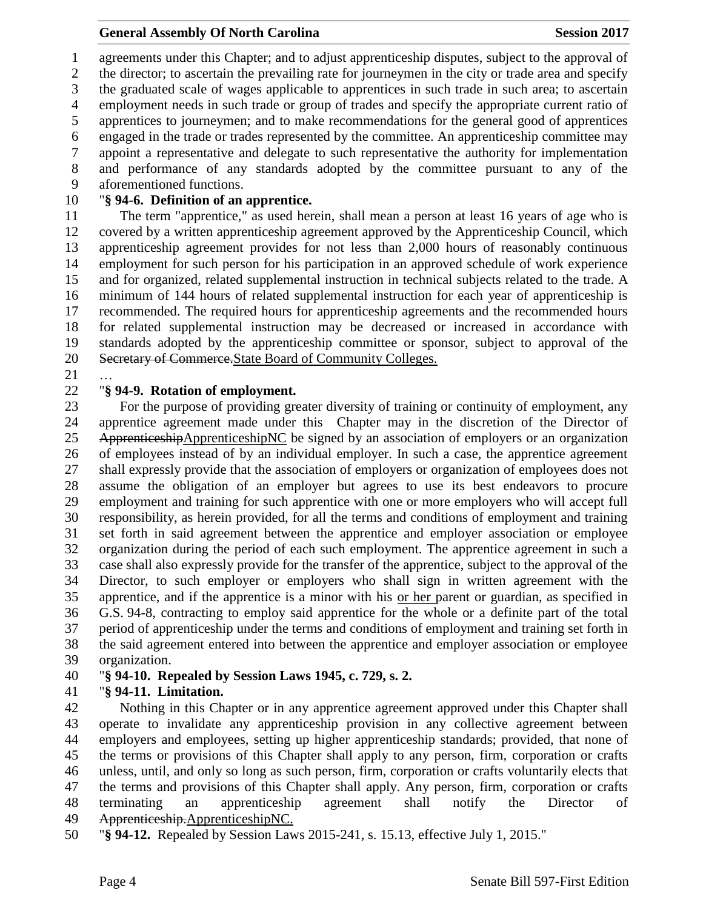agreements under this Chapter; and to adjust apprenticeship disputes, subject to the approval of the director; to ascertain the prevailing rate for journeymen in the city or trade area and specify the graduated scale of wages applicable to apprentices in such trade in such area; to ascertain employment needs in such trade or group of trades and specify the appropriate current ratio of apprentices to journeymen; and to make recommendations for the general good of apprentices engaged in the trade or trades represented by the committee. An apprenticeship committee may appoint a representative and delegate to such representative the authority for implementation and performance of any standards adopted by the committee pursuant to any of the aforementioned functions.

"**§ 94-6. Definition of an apprentice.**

The term "apprentice," as used herein, shall mean a person at least 16 years of age who is covered by a written apprenticeship agreement approved by the Apprenticeship Council, which apprenticeship agreement provides for not less than 2,000 hours of reasonably continuous employment for such person for his participation in an approved schedule of work experience and for organized, related supplemental instruction in technical subjects related to the trade. A minimum of 144 hours of related supplemental instruction for each year of apprenticeship is recommended. The required hours for apprenticeship agreements and the recommended hours for related supplemental instruction may be decreased or increased in accordance with standards adopted by the apprenticeship committee or sponsor, subject to approval of the ~~Secretary of Commerce.~~<u>State Board of Community Colleges.</u>

…

"**§ 94-9. Rotation of employment.**

For the purpose of providing greater diversity of training or continuity of employment, any apprentice agreement made under this Chapter may in the discretion of the Director of ~~Apprenticeship~~<u>ApprenticeshipNC</u> be signed by an association of employers or an organization of employees instead of by an individual employer. In such a case, the apprentice agreement shall expressly provide that the association of employers or organization of employees does not assume the obligation of an employer but agrees to use its best endeavors to procure employment and training for such apprentice with one or more employers who will accept full responsibility, as herein provided, for all the terms and conditions of employment and training set forth in said agreement between the apprentice and employer association or employee organization during the period of each such employment. The apprentice agreement in such a case shall also expressly provide for the transfer of the apprentice, subject to the approval of the Director, to such employer or employers who shall sign in written agreement with the apprentice, and if the apprentice is a minor with his <u>or her</u> parent or guardian, as specified in G.S. 94-8, contracting to employ said apprentice for the whole or a definite part of the total period of apprenticeship under the terms and conditions of employment and training set forth in the said agreement entered into between the apprentice and employer association or employee organization.

"**§ 94-10. Repealed by Session Laws 1945, c. 729, s. 2.**

"**§ 94-11. Limitation.**

Nothing in this Chapter or in any apprentice agreement approved under this Chapter shall operate to invalidate any apprenticeship provision in any collective agreement between employers and employees, setting up higher apprenticeship standards; provided, that none of the terms or provisions of this Chapter shall apply to any person, firm, corporation or crafts unless, until, and only so long as such person, firm, corporation or crafts voluntarily elects that the terms and provisions of this Chapter shall apply. Any person, firm, corporation or crafts terminating an apprenticeship agreement shall notify the Director of ~~Apprenticeship.~~<u>ApprenticeshipNC.</u>

"**§ 94-12.** Repealed by Session Laws 2015-241, s. 15.13, effective July 1, 2015."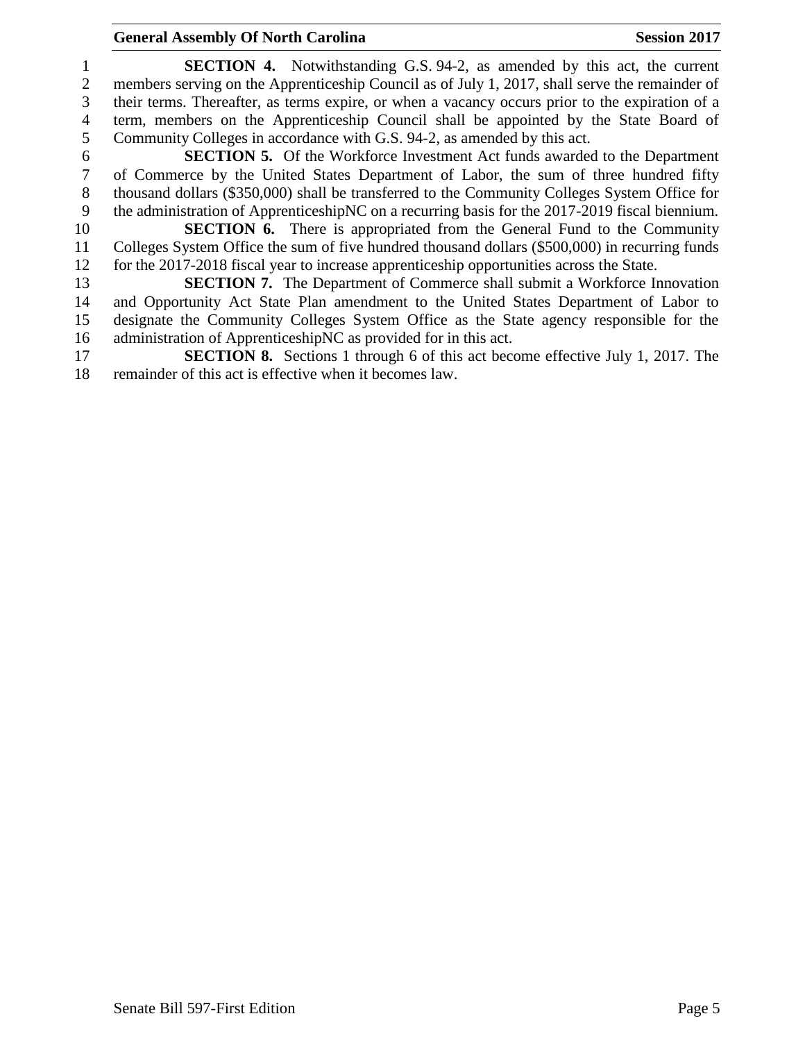**SECTION 4.** Notwithstanding G.S. 94-2, as amended by this act, the current members serving on the Apprenticeship Council as of July 1, 2017, shall serve the remainder of their terms. Thereafter, as terms expire, or when a vacancy occurs prior to the expiration of a term, members on the Apprenticeship Council shall be appointed by the State Board of Community Colleges in accordance with G.S. 94-2, as amended by this act.

**SECTION 5.** Of the Workforce Investment Act funds awarded to the Department of Commerce by the United States Department of Labor, the sum of three hundred fifty thousand dollars ($350,000) shall be transferred to the Community Colleges System Office for the administration of ApprenticeshipNC on a recurring basis for the 2017-2019 fiscal biennium.

**SECTION 6.** There is appropriated from the General Fund to the Community Colleges System Office the sum of five hundred thousand dollars ($500,000) in recurring funds for the 2017-2018 fiscal year to increase apprenticeship opportunities across the State.

**SECTION 7.** The Department of Commerce shall submit a Workforce Innovation and Opportunity Act State Plan amendment to the United States Department of Labor to designate the Community Colleges System Office as the State agency responsible for the administration of ApprenticeshipNC as provided for in this act.

**SECTION 8.** Sections 1 through 6 of this act become effective July 1, 2017. The remainder of this act is effective when it becomes law.